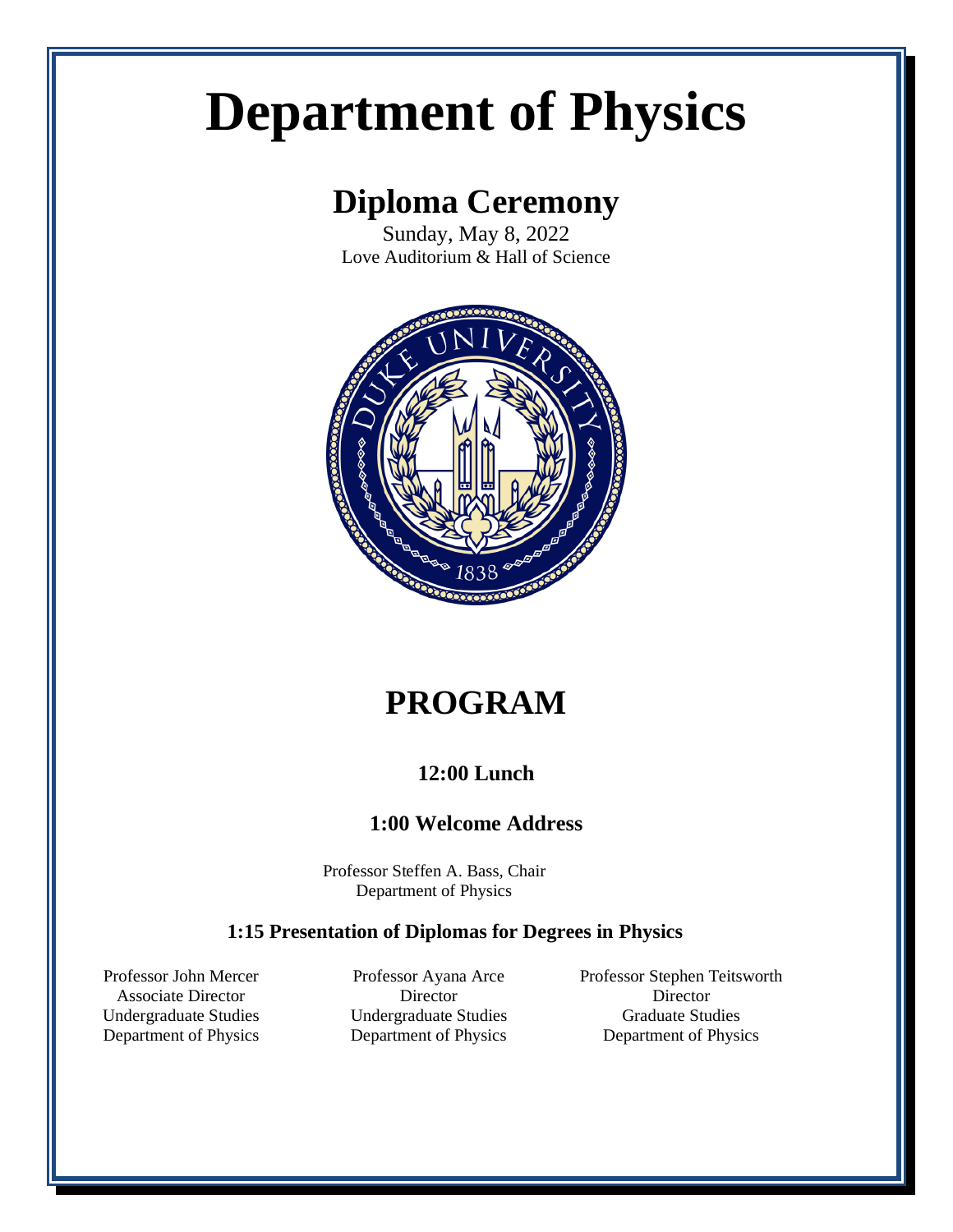# Department of Physics

## Diploma Ceremony

Sunday, May 8, 2022
Love Auditorium & Hall of Science

## PROGRAM

### 12:00 Lunch

### 1:00 Welcome Address

Professor Steffen A. Bass, Chair
Department of Physics

### 1:15 Presentation of Diplomas for Degrees in Physics

Professor John Mercer
Associate Director
Undergraduate Studies
Department of Physics

Professor Ayana Arce
Director
Undergraduate Studies
Department of Physics

Professor Stephen Teitsworth
Director
Graduate Studies
Department of Physics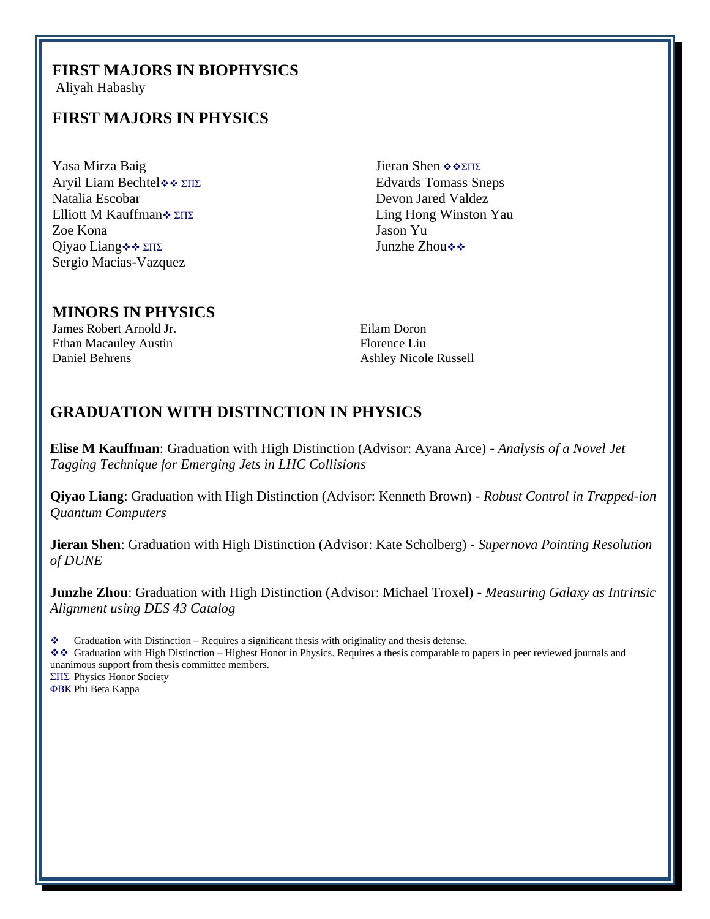## FIRST MAJORS IN BIOPHYSICS

Aliyah Habashy

## FIRST MAJORS IN PHYSICS

Yasa Mirza Baig
Aryil Liam Bechtel❖❖ ΣΠΣ
Natalia Escobar
Elliott M Kauffman❖ ΣΠΣ
Zoe Kona
Qiyao Liang❖❖ ΣΠΣ
Sergio Macias-Vazquez
Jieran Shen ❖❖ΣΠΣ
Edvards Tomass Sneps
Devon Jared Valdez
Ling Hong Winston Yau
Jason Yu
Junzhe Zhou❖❖

## MINORS IN PHYSICS

James Robert Arnold Jr.
Ethan Macauley Austin
Daniel Behrens
Eilam Doron
Florence Liu
Ashley Nicole Russell

## GRADUATION WITH DISTINCTION IN PHYSICS

**Elise M Kauffman**: Graduation with High Distinction (Advisor: Ayana Arce) - *Analysis of a Novel Jet Tagging Technique for Emerging Jets in LHC Collisions*

**Qiyao Liang**: Graduation with High Distinction (Advisor: Kenneth Brown) - *Robust Control in Trapped-ion Quantum Computers*

**Jieran Shen**: Graduation with High Distinction (Advisor: Kate Scholberg) - *Supernova Pointing Resolution of DUNE*

**Junzhe Zhou**: Graduation with High Distinction (Advisor: Michael Troxel) - *Measuring Galaxy as Intrinsic Alignment using DES 43 Catalog*

❖ Graduation with Distinction – Requires a significant thesis with originality and thesis defense.
❖❖ Graduation with High Distinction – Highest Honor in Physics. Requires a thesis comparable to papers in peer reviewed journals and unanimous support from thesis committee members.
ΣΠΣ Physics Honor Society
ΦΒΚ Phi Beta Kappa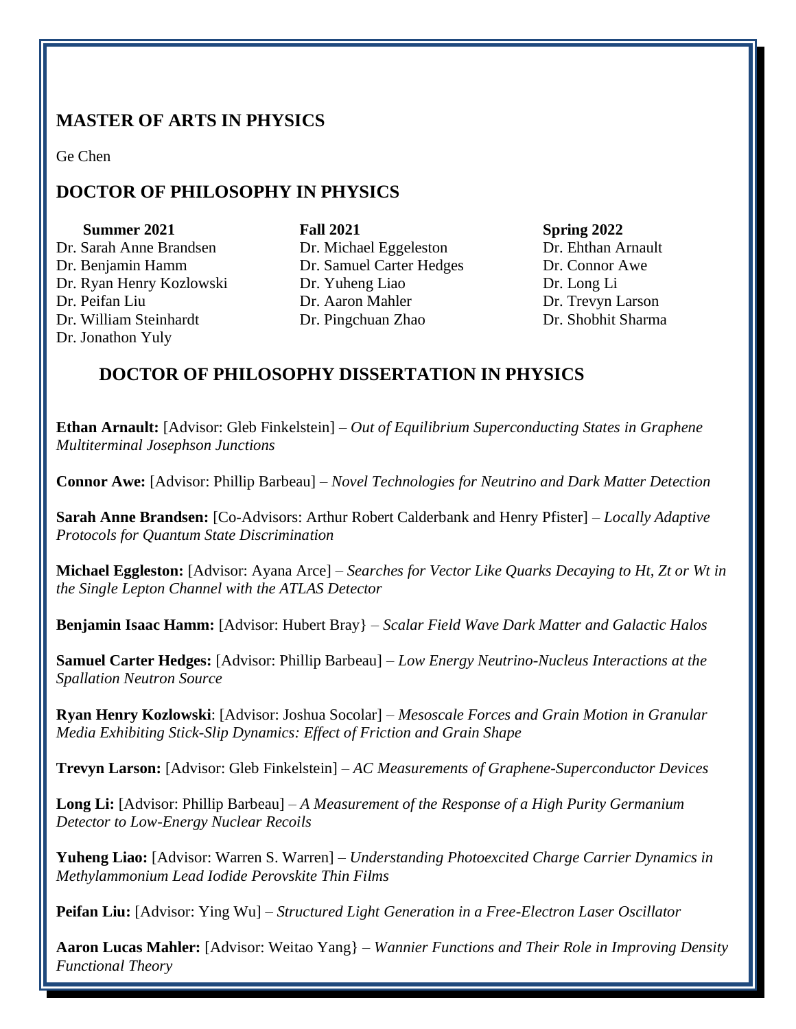## MASTER OF ARTS IN PHYSICS

Ge Chen

## DOCTOR OF PHILOSOPHY IN PHYSICS

| Summer 2021 | Fall 2021 | Spring 2022 |
| --- | --- | --- |
| Dr. Sarah Anne Brandsen | Dr. Michael Eggeleston | Dr. Ehthan Arnault |
| Dr. Benjamin Hamm | Dr. Samuel Carter Hedges | Dr. Connor Awe |
| Dr. Ryan Henry Kozlowski | Dr. Yuheng Liao | Dr. Long Li |
| Dr. Peifan Liu | Dr. Aaron Mahler | Dr. Trevyn Larson |
| Dr. William Steinhardt | Dr. Pingchuan Zhao | Dr. Shobhit Sharma |
| Dr. Jonathon Yuly | | |

## DOCTOR OF PHILOSOPHY DISSERTATION IN PHYSICS

**Ethan Arnault:** [Advisor: Gleb Finkelstein] – *Out of Equilibrium Superconducting States in Graphene Multiterminal Josephson Junctions*

**Connor Awe:** [Advisor: Phillip Barbeau] – *Novel Technologies for Neutrino and Dark Matter Detection*

**Sarah Anne Brandsen:** [Co-Advisors: Arthur Robert Calderbank and Henry Pfister] – *Locally Adaptive Protocols for Quantum State Discrimination*

**Michael Eggleston:** [Advisor: Ayana Arce] – *Searches for Vector Like Quarks Decaying to Ht, Zt or Wt in the Single Lepton Channel with the ATLAS Detector*

**Benjamin Isaac Hamm:** [Advisor: Hubert Bray} – *Scalar Field Wave Dark Matter and Galactic Halos*

**Samuel Carter Hedges:** [Advisor: Phillip Barbeau] – *Low Energy Neutrino-Nucleus Interactions at the Spallation Neutron Source*

**Ryan Henry Kozlowski**: [Advisor: Joshua Socolar] – *Mesoscale Forces and Grain Motion in Granular Media Exhibiting Stick-Slip Dynamics: Effect of Friction and Grain Shape*

**Trevyn Larson:** [Advisor: Gleb Finkelstein] – *AC Measurements of Graphene-Superconductor Devices*

**Long Li:** [Advisor: Phillip Barbeau] – *A Measurement of the Response of a High Purity Germanium Detector to Low-Energy Nuclear Recoils*

**Yuheng Liao:** [Advisor: Warren S. Warren] – *Understanding Photoexcited Charge Carrier Dynamics in Methylammonium Lead Iodide Perovskite Thin Films*

**Peifan Liu:** [Advisor: Ying Wu] – *Structured Light Generation in a Free-Electron Laser Oscillator*

**Aaron Lucas Mahler:** [Advisor: Weitao Yang} – *Wannier Functions and Their Role in Improving Density Functional Theory*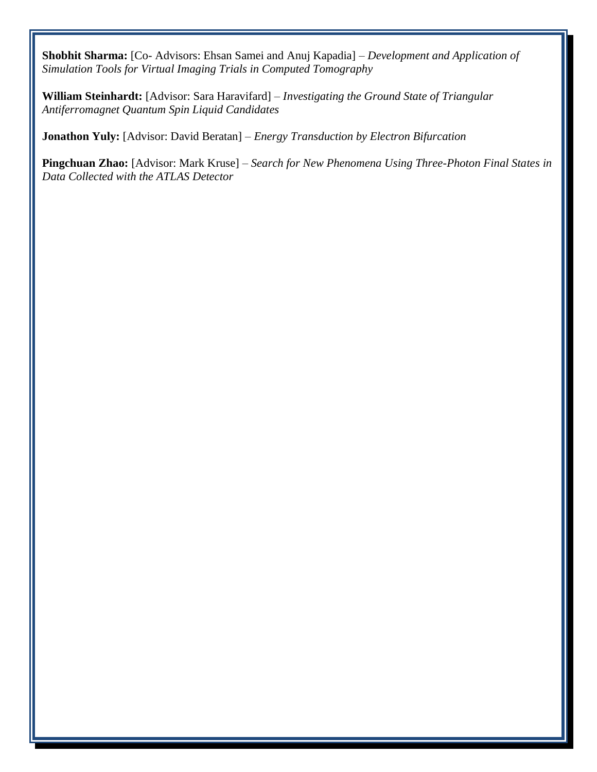**Shobhit Sharma:** [Co- Advisors: Ehsan Samei and Anuj Kapadia] – *Development and Application of Simulation Tools for Virtual Imaging Trials in Computed Tomography*

**William Steinhardt:** [Advisor: Sara Haravifard] – *Investigating the Ground State of Triangular Antiferromagnet Quantum Spin Liquid Candidates*

**Jonathon Yuly:** [Advisor: David Beratan] – *Energy Transduction by Electron Bifurcation*

**Pingchuan Zhao:** [Advisor: Mark Kruse] – *Search for New Phenomena Using Three-Photon Final States in Data Collected with the ATLAS Detector*